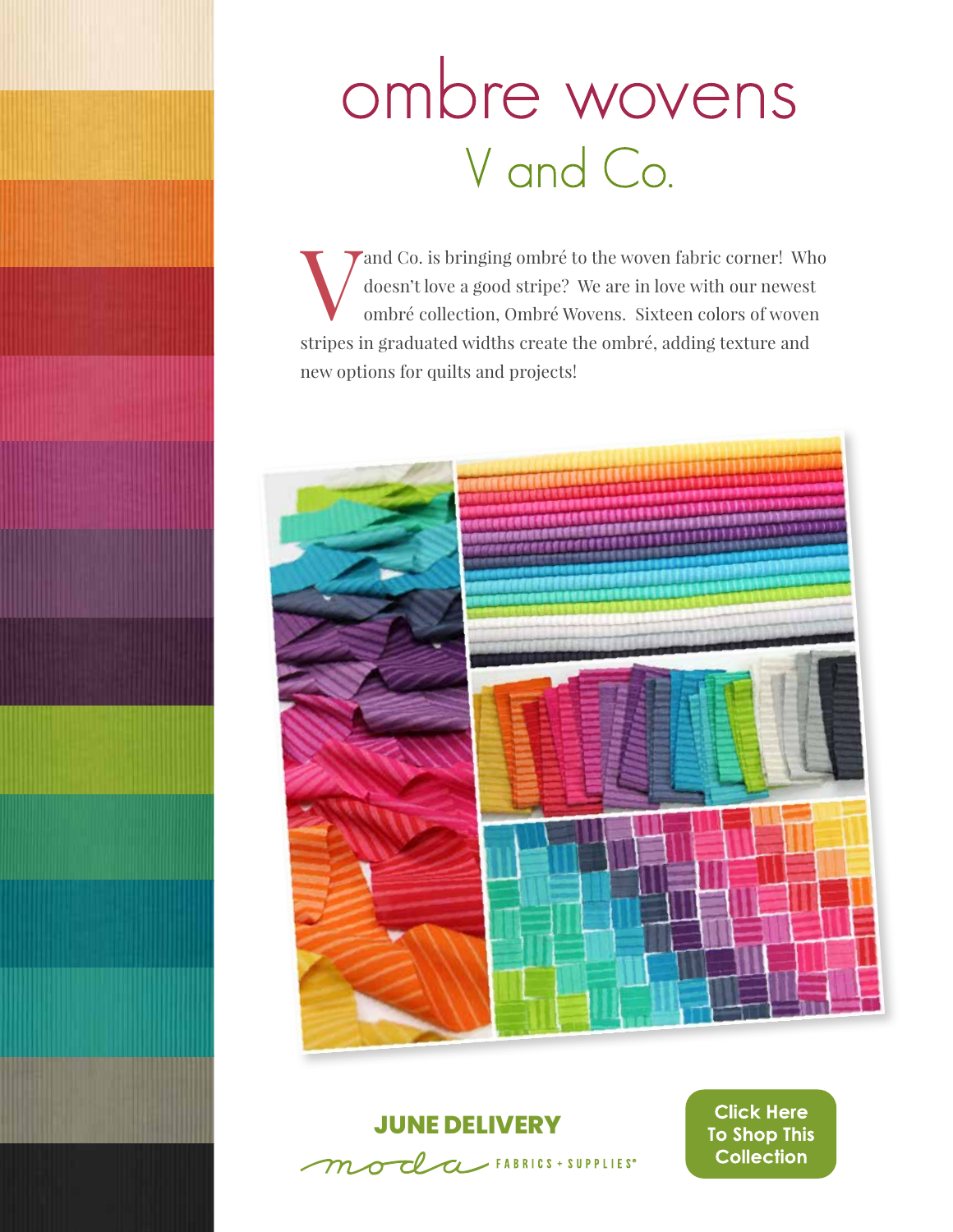# ombre wovens

## V and Co.

V and Co. is bringing ombré to the woven fabric corner! Who doesn't love a good stripe? We are in love with our newest ombré collection, Ombré Wovens. Sixteen colors of woven stripes in graduated widths create the ombré, adding texture and new options for quilts and projects!

**JUNE DELIVERY**

moda FABRICS + SUPPLIES®

**Click Here To Shop This Collection**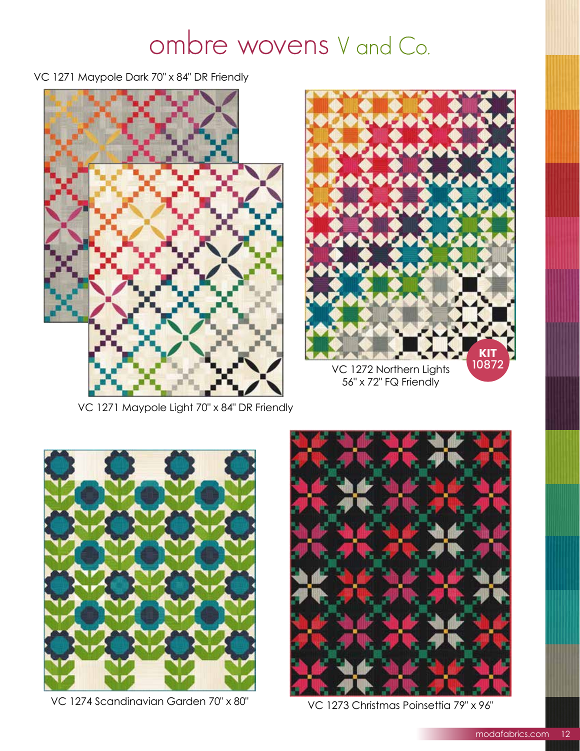# ombre wovens V and Co.

VC 1271 Maypole Dark 70" x 84" DR Friendly

VC 1271 Maypole Light 70" x 84" DR Friendly

VC 1272 Northern Lights 56" x 72" FQ Friendly

KIT 10872

VC 1274 Scandinavian Garden 70" x 80"

VC 1273 Christmas Poinsettia 79" x 96"

modafabrics.com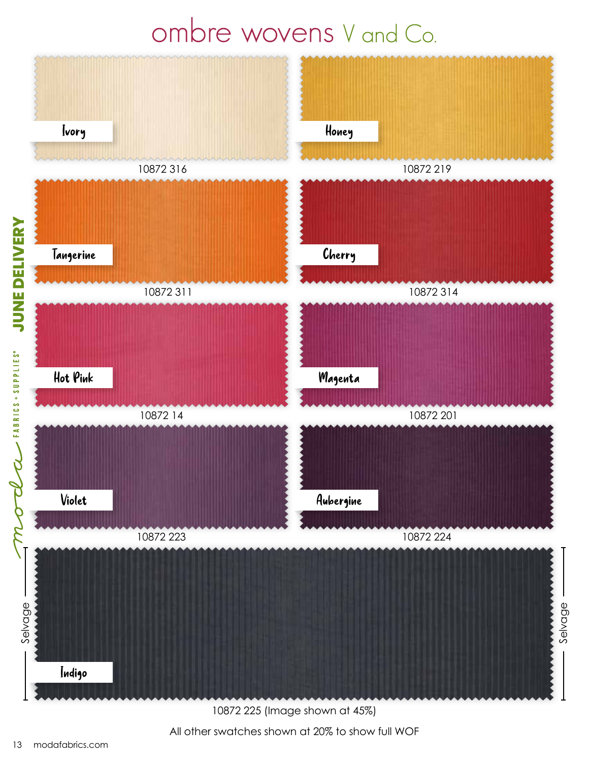# ombre wovens V and Co.

Ivory

10872 316

Honey

10872 219

Tangerine

10872 311

Cherry

10872 314

Hot Pink

10872 14

Magenta

10872 201

Violet

10872 223

Aubergine

10872 224

Selvage

Indigo

Selvage

10872 225 (Image shown at 45%)

All other swatches shown at 20% to show full WOF

JUNE DELIVERY

moda FABRICS + SUPPLIES®

modafabrics.com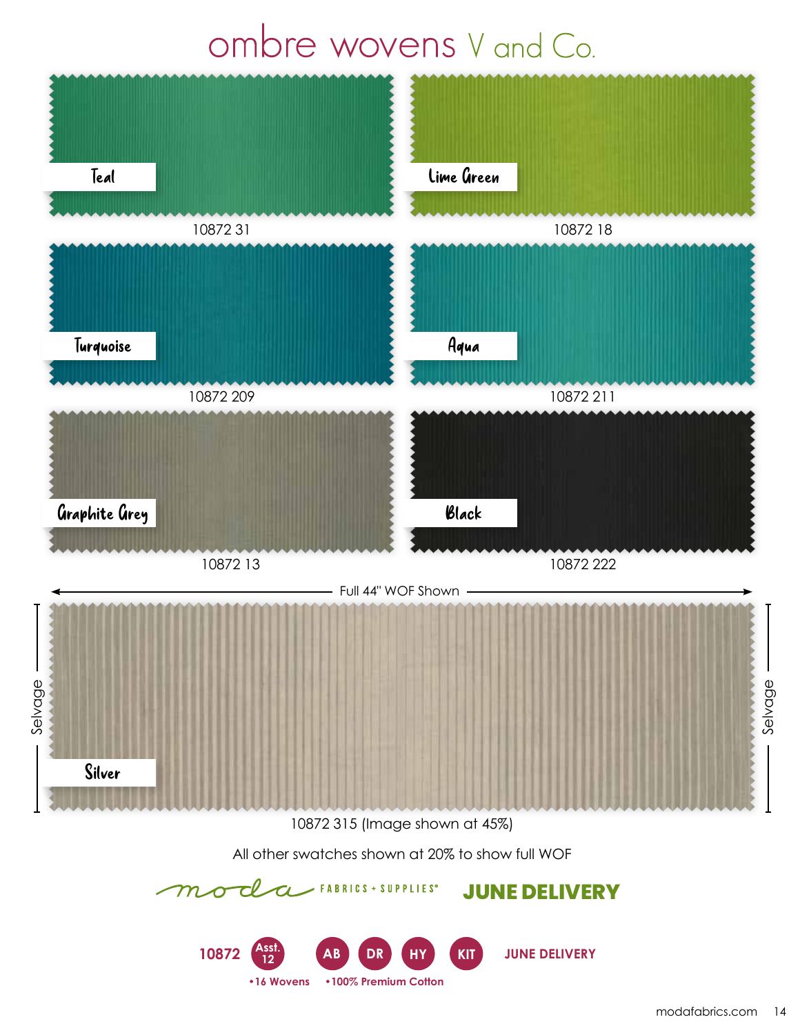# ombre wovens V and Co.

Teal

10872 31

Lime Green

10872 18

Turquoise

10872 209

Aqua

10872 211

Graphite Grey

10872 13

Black

10872 222

Full 44" WOF Shown

Selvage

Silver

Selvage

10872 315 (Image shown at 45%)

All other swatches shown at 20% to show full WOF

moda FABRICS + SUPPLIES® **JUNE DELIVERY**

**10872** **Asst. 12** **AB** **DR** **HY** **KIT** **JUNE DELIVERY**

**•16 Wovens** **•100% Premium Cotton**

modafabrics.com